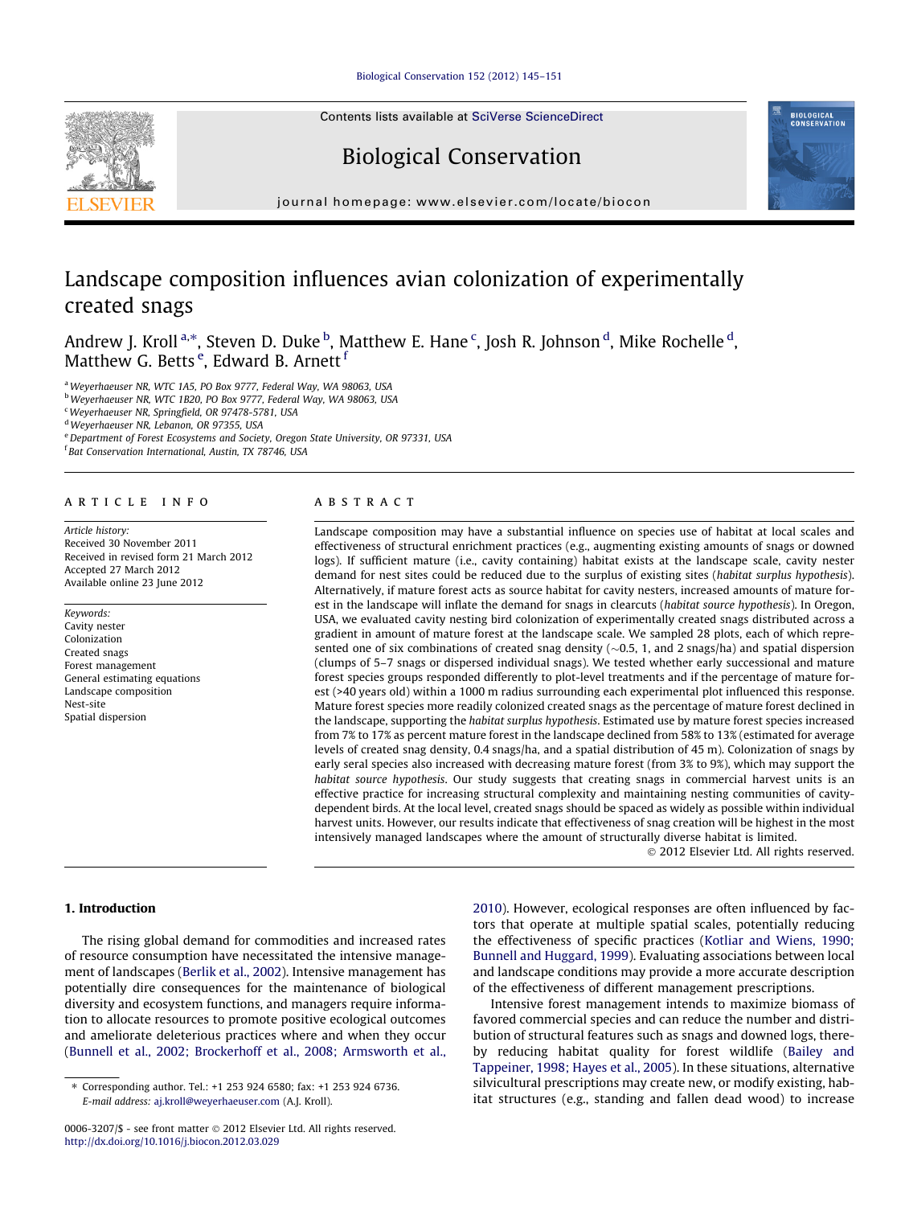# Landscape composition influences avian colonization of experimentally created snags

Andrew J. Kroll [a,*], Steven D. Duke [b], Matthew E. Hane [c], Josh R. Johnson [d], Mike Rochelle [d], Matthew G. Betts [e], Edward B. Arnett [f]

[a] Weyerhaeuser NR, WTC 1A5, PO Box 9777, Federal Way, WA 98063, USA
[b] Weyerhaeuser NR, WTC 1B20, PO Box 9777, Federal Way, WA 98063, USA
[c] Weyerhaeuser NR, Springfield, OR 97478-5781, USA
[d] Weyerhaeuser NR, Lebanon, OR 97355, USA
[e] Department of Forest Ecosystems and Society, Oregon State University, OR 97331, USA
[f] Bat Conservation International, Austin, TX 78746, USA

## ARTICLE INFO

*Article history:*
Received 30 November 2011
Received in revised form 21 March 2012
Accepted 27 March 2012
Available online 23 June 2012

*Keywords:*
Cavity nester
Colonization
Created snags
Forest management
General estimating equations
Landscape composition
Nest-site
Spatial dispersion

## ABSTRACT

Landscape composition may have a substantial influence on species use of habitat at local scales and effectiveness of structural enrichment practices (e.g., augmenting existing amounts of snags or downed logs). If sufficient mature (i.e., cavity containing) habitat exists at the landscape scale, cavity nester demand for nest sites could be reduced due to the surplus of existing sites (*habitat surplus hypothesis*). Alternatively, if mature forest acts as source habitat for cavity nesters, increased amounts of mature forest in the landscape will inflate the demand for snags in clearcuts (*habitat source hypothesis*). In Oregon, USA, we evaluated cavity nesting bird colonization of experimentally created snags distributed across a gradient in amount of mature forest at the landscape scale. We sampled 28 plots, each of which represented one of six combinations of created snag density (~0.5, 1, and 2 snags/ha) and spatial dispersion (clumps of 5–7 snags or dispersed individual snags). We tested whether early successional and mature forest species groups responded differently to plot-level treatments and if the percentage of mature forest (>40 years old) within a 1000 m radius surrounding each experimental plot influenced this response. Mature forest species more readily colonized created snags as the percentage of mature forest declined in the landscape, supporting the *habitat surplus hypothesis*. Estimated use by mature forest species increased from 7% to 17% as percent mature forest in the landscape declined from 58% to 13% (estimated for average levels of created snag density, 0.4 snags/ha, and a spatial distribution of 45 m). Colonization of snags by early seral species also increased with decreasing mature forest (from 3% to 9%), which may support the *habitat source hypothesis*. Our study suggests that creating snags in commercial harvest units is an effective practice for increasing structural complexity and maintaining nesting communities of cavity-dependent birds. At the local level, created snags should be spaced as widely as possible within individual harvest units. However, our results indicate that effectiveness of snag creation will be highest in the most intensively managed landscapes where the amount of structurally diverse habitat is limited.

© 2012 Elsevier Ltd. All rights reserved.

## 1. Introduction

The rising global demand for commodities and increased rates of resource consumption have necessitated the intensive management of landscapes (Berlik et al., 2002). Intensive management has potentially dire consequences for the maintenance of biological diversity and ecosystem functions, and managers require information to allocate resources to promote positive ecological outcomes and ameliorate deleterious practices where and when they occur (Bunnell et al., 2002; Brockerhoff et al., 2008; Armsworth et al., 2010). However, ecological responses are often influenced by factors that operate at multiple spatial scales, potentially reducing the effectiveness of specific practices (Kotliar and Wiens, 1990; Bunnell and Huggard, 1999). Evaluating associations between local and landscape conditions may provide a more accurate description of the effectiveness of different management prescriptions.

Intensive forest management intends to maximize biomass of favored commercial species and can reduce the number and distribution of structural features such as snags and downed logs, thereby reducing habitat quality for forest wildlife (Bailey and Tappeiner, 1998; Hayes et al., 2005). In these situations, alternative silvicultural prescriptions may create new, or modify existing, habitat structures (e.g., standing and fallen dead wood) to increase

* Corresponding author. Tel.: +1 253 924 6580; fax: +1 253 924 6736.
*E-mail address:* aj.kroll@weyerhaeuser.com (A.J. Kroll).

0006-3207/$ - see front matter © 2012 Elsevier Ltd. All rights reserved.
http://dx.doi.org/10.1016/j.biocon.2012.03.029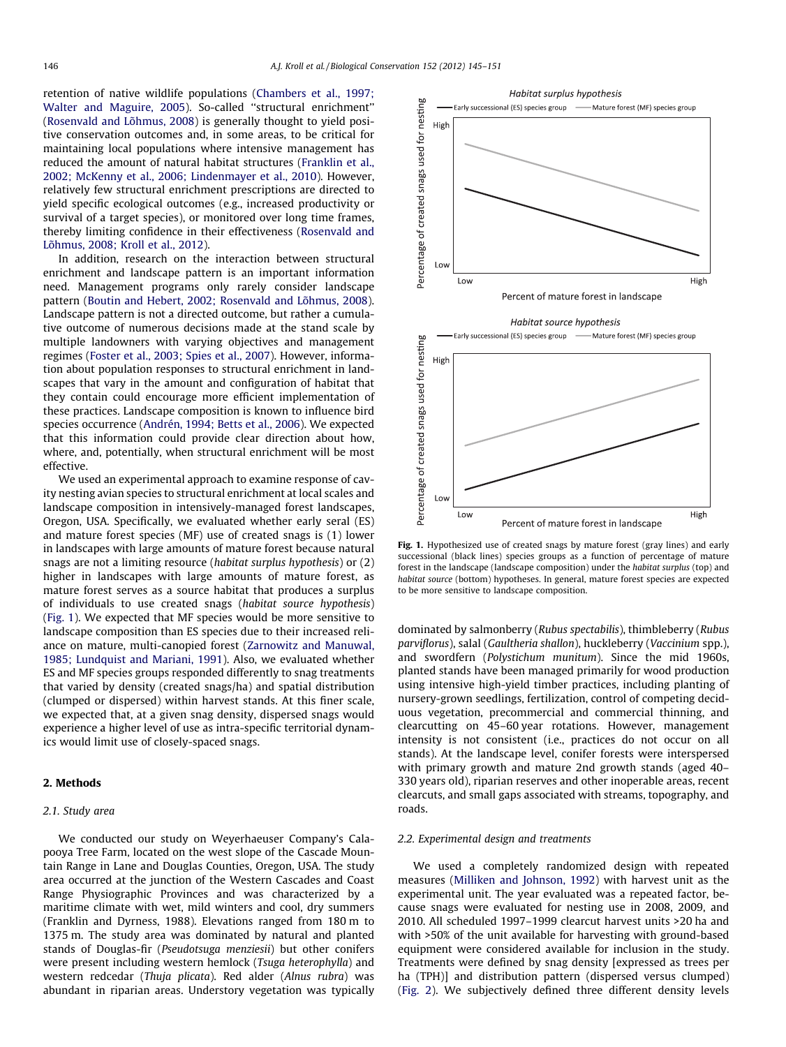retention of native wildlife populations (Chambers et al., 1997; Walter and Maguire, 2005). So-called "structural enrichment" (Rosenvald and Lõhmus, 2008) is generally thought to yield positive conservation outcomes and, in some areas, to be critical for maintaining local populations where intensive management has reduced the amount of natural habitat structures (Franklin et al., 2002; McKenny et al., 2006; Lindenmayer et al., 2010). However, relatively few structural enrichment prescriptions are directed to yield specific ecological outcomes (e.g., increased productivity or survival of a target species), or monitored over long time frames, thereby limiting confidence in their effectiveness (Rosenvald and Lõhmus, 2008; Kroll et al., 2012).

In addition, research on the interaction between structural enrichment and landscape pattern is an important information need. Management programs only rarely consider landscape pattern (Boutin and Hebert, 2002; Rosenvald and Lõhmus, 2008). Landscape pattern is not a directed outcome, but rather a cumulative outcome of numerous decisions made at the stand scale by multiple landowners with varying objectives and management regimes (Foster et al., 2003; Spies et al., 2007). However, information about population responses to structural enrichment in landscapes that vary in the amount and configuration of habitat that they contain could encourage more efficient implementation of these practices. Landscape composition is known to influence bird species occurrence (Andrén, 1994; Betts et al., 2006). We expected that this information could provide clear direction about how, where, and, potentially, when structural enrichment will be most effective.

We used an experimental approach to examine response of cavity nesting avian species to structural enrichment at local scales and landscape composition in intensively-managed forest landscapes, Oregon, USA. Specifically, we evaluated whether early seral (ES) and mature forest species (MF) use of created snags is (1) lower in landscapes with large amounts of mature forest because natural snags are not a limiting resource (*habitat surplus hypothesis*) or (2) higher in landscapes with large amounts of mature forest, as mature forest serves as a source habitat that produces a surplus of individuals to use created snags (*habitat source hypothesis*) (Fig. 1). We expected that MF species would be more sensitive to landscape composition than ES species due to their increased reliance on mature, multi-canopied forest (Zarnowitz and Manuwal, 1985; Lundquist and Mariani, 1991). Also, we evaluated whether ES and MF species groups responded differently to snag treatments that varied by density (created snags/ha) and spatial distribution (clumped or dispersed) within harvest stands. At this finer scale, we expected that, at a given snag density, dispersed snags would experience a higher level of use as intra-specific territorial dynamics would limit use of closely-spaced snags.

## 2. Methods

### 2.1. Study area

We conducted our study on Weyerhaeuser Company's Calapooya Tree Farm, located on the west slope of the Cascade Mountain Range in Lane and Douglas Counties, Oregon, USA. The study area occurred at the junction of the Western Cascades and Coast Range Physiographic Provinces and was characterized by a maritime climate with wet, mild winters and cool, dry summers (Franklin and Dyrness, 1988). Elevations ranged from 180 m to 1375 m. The study area was dominated by natural and planted stands of Douglas-fir (*Pseudotsuga menziesii*) but other conifers were present including western hemlock (*Tsuga heterophylla*) and western redcedar (*Thuja plicata*). Red alder (*Alnus rubra*) was abundant in riparian areas. Understory vegetation was typically dominated by salmonberry (*Rubus spectabilis*), thimbleberry (*Rubus parviflorus*), salal (*Gaultheria shallon*), huckleberry (*Vaccinium* spp.), and swordfern (*Polystichum munitum*). Since the mid 1960s, planted stands have been managed primarily for wood production using intensive high-yield timber practices, including planting of nursery-grown seedlings, fertilization, control of competing deciduous vegetation, precommercial and commercial thinning, and clearcutting on 45–60 year rotations. However, management intensity is not consistent (i.e., practices do not occur on all stands). At the landscape level, conifer forests were interspersed with primary growth and mature 2nd growth stands (aged 40–330 years old), riparian reserves and other inoperable areas, recent clearcuts, and small gaps associated with streams, topography, and roads.

Fig. 1. Hypothesized use of created snags by mature forest (gray lines) and early successional (black lines) species groups as a function of percentage of mature forest in the landscape (landscape composition) under the *habitat surplus* (top) and *habitat source* (bottom) hypotheses. In general, mature forest species are expected to be more sensitive to landscape composition.

### 2.2. Experimental design and treatments

We used a completely randomized design with repeated measures (Milliken and Johnson, 1992) with harvest unit as the experimental unit. The year evaluated was a repeated factor, because snags were evaluated for nesting use in 2008, 2009, and 2010. All scheduled 1997–1999 clearcut harvest units >20 ha and with >50% of the unit available for harvesting with ground-based equipment were considered available for inclusion in the study. Treatments were defined by snag density [expressed as trees per ha (TPH)] and distribution pattern (dispersed versus clumped) (Fig. 2). We subjectively defined three different density levels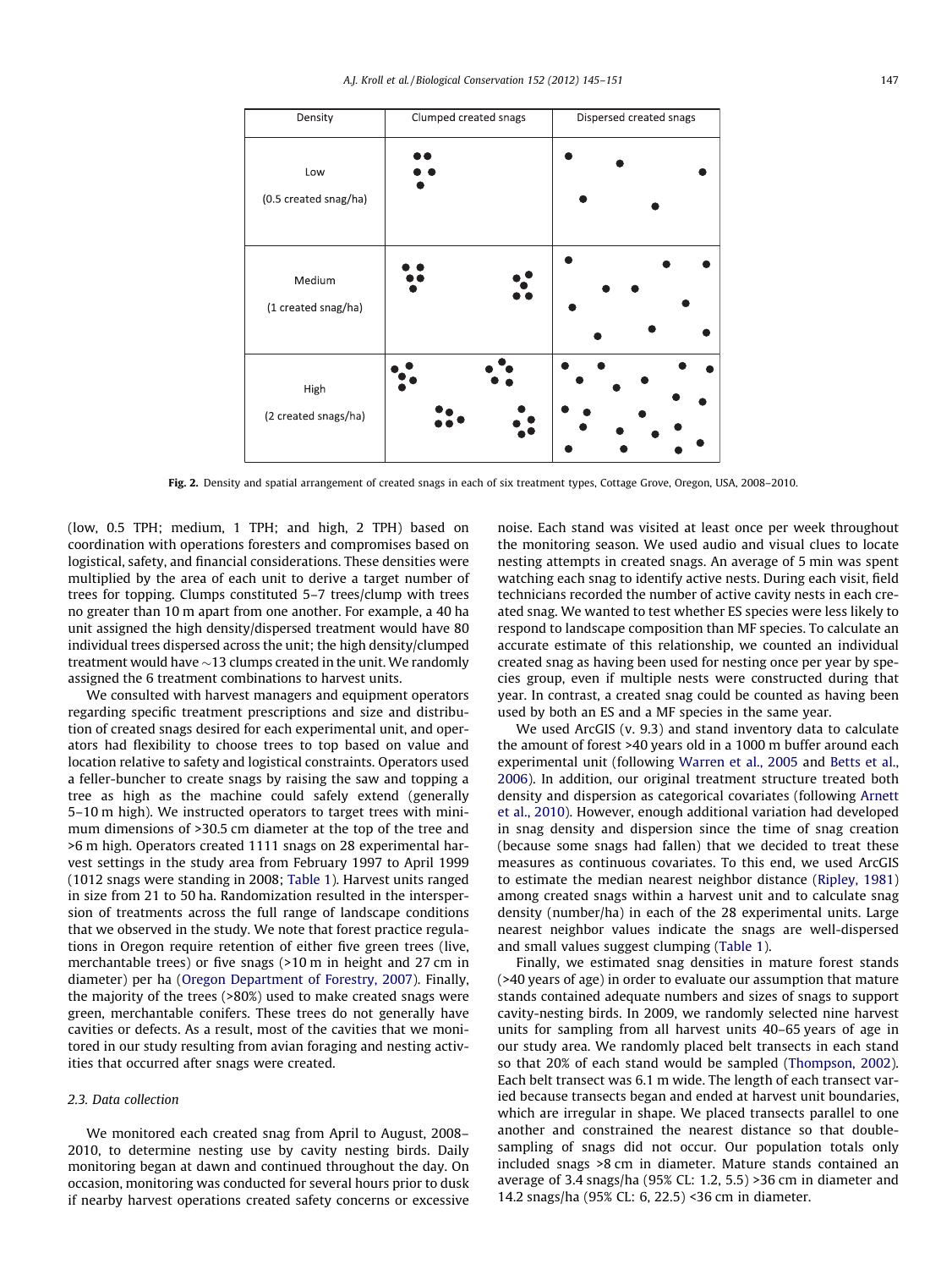| Density | Clumped created snags | Dispersed created snags |
|---|---|---|
| Low (0.5 created snag/ha) | | |
| Medium (1 created snag/ha) | | |
| High (2 created snags/ha) | | |

**Fig. 2.** Density and spatial arrangement of created snags in each of six treatment types, Cottage Grove, Oregon, USA, 2008–2010.

(low, 0.5 TPH; medium, 1 TPH; and high, 2 TPH) based on coordination with operations foresters and compromises based on logistical, safety, and financial considerations. These densities were multiplied by the area of each unit to derive a target number of trees for topping. Clumps constituted 5–7 trees/clump with trees no greater than 10 m apart from one another. For example, a 40 ha unit assigned the high density/dispersed treatment would have 80 individual trees dispersed across the unit; the high density/clumped treatment would have ~13 clumps created in the unit. We randomly assigned the 6 treatment combinations to harvest units.

We consulted with harvest managers and equipment operators regarding specific treatment prescriptions and size and distribution of created snags desired for each experimental unit, and operators had flexibility to choose trees to top based on value and location relative to safety and logistical constraints. Operators used a feller-buncher to create snags by raising the saw and topping a tree as high as the machine could safely extend (generally 5–10 m high). We instructed operators to target trees with minimum dimensions of >30.5 cm diameter at the top of the tree and >6 m high. Operators created 1111 snags on 28 experimental harvest settings in the study area from February 1997 to April 1999 (1012 snags were standing in 2008; Table 1). Harvest units ranged in size from 21 to 50 ha. Randomization resulted in the interspersion of treatments across the full range of landscape conditions that we observed in the study. We note that forest practice regulations in Oregon require retention of either five green trees (live, merchantable trees) or five snags (>10 m in height and 27 cm in diameter) per ha (Oregon Department of Forestry, 2007). Finally, the majority of the trees (>80%) used to make created snags were green, merchantable conifers. These trees do not generally have cavities or defects. As a result, most of the cavities that we monitored in our study resulting from avian foraging and nesting activities that occurred after snags were created.

### 2.3. Data collection

We monitored each created snag from April to August, 2008–2010, to determine nesting use by cavity nesting birds. Daily monitoring began at dawn and continued throughout the day. On occasion, monitoring was conducted for several hours prior to dusk if nearby harvest operations created safety concerns or excessive noise. Each stand was visited at least once per week throughout the monitoring season. We used audio and visual clues to locate nesting attempts in created snags. An average of 5 min was spent watching each snag to identify active nests. During each visit, field technicians recorded the number of active cavity nests in each created snag. We wanted to test whether ES species were less likely to respond to landscape composition than MF species. To calculate an accurate estimate of this relationship, we counted an individual created snag as having been used for nesting once per year by species group, even if multiple nests were constructed during that year. In contrast, a created snag could be counted as having been used by both an ES and a MF species in the same year.

We used ArcGIS (v. 9.3) and stand inventory data to calculate the amount of forest >40 years old in a 1000 m buffer around each experimental unit (following Warren et al., 2005 and Betts et al., 2006). In addition, our original treatment structure treated both density and dispersion as categorical covariates (following Arnett et al., 2010). However, enough additional variation had developed in snag density and dispersion since the time of snag creation (because some snags had fallen) that we decided to treat these measures as continuous covariates. To this end, we used ArcGIS to estimate the median nearest neighbor distance (Ripley, 1981) among created snags within a harvest unit and to calculate snag density (number/ha) in each of the 28 experimental units. Large nearest neighbor values indicate the snags are well-dispersed and small values suggest clumping (Table 1).

Finally, we estimated snag densities in mature forest stands (>40 years of age) in order to evaluate our assumption that mature stands contained adequate numbers and sizes of snags to support cavity-nesting birds. In 2009, we randomly selected nine harvest units for sampling from all harvest units 40–65 years of age in our study area. We randomly placed belt transects in each stand so that 20% of each stand would be sampled (Thompson, 2002). Each belt transect was 6.1 m wide. The length of each transect varied because transects began and ended at harvest unit boundaries, which are irregular in shape. We placed transects parallel to one another and constrained the nearest distance so that double-sampling of snags did not occur. Our population totals only included snags >8 cm in diameter. Mature stands contained an average of 3.4 snags/ha (95% CL: 1.2, 5.5) >36 cm in diameter and 14.2 snags/ha (95% CL: 6, 22.5) <36 cm in diameter.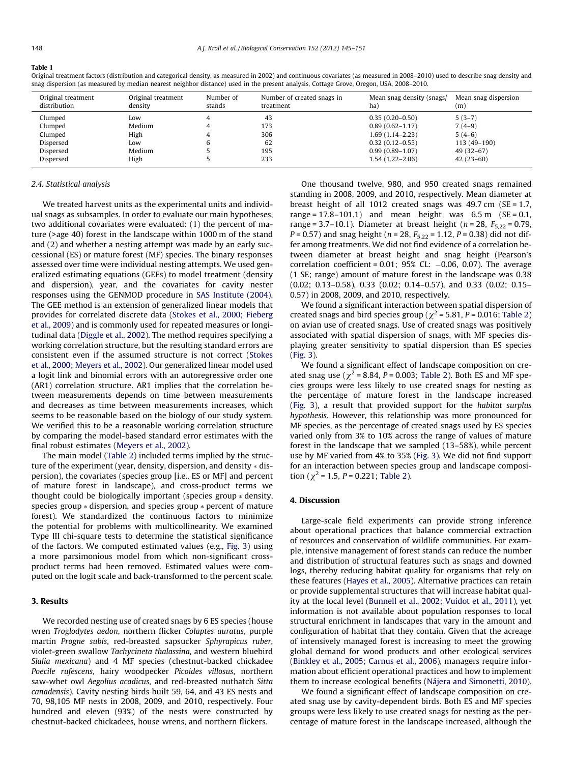**Table 1**
Original treatment factors (distribution and categorical density, as measured in 2002) and continuous covariates (as measured in 2008–2010) used to describe snag density and snag dispersion (as measured by median nearest neighbor distance) used in the present analysis, Cottage Grove, Oregon, USA, 2008–2010.

| Original treatment distribution | Original treatment density | Number of stands | Number of created snags in treatment | Mean snag density (snags/ha) | Mean snag dispersion (m) |
|---|---|---|---|---|---|
| Clumped | Low | 4 | 43 | 0.35 (0.20–0.50) | 5 (3–7) |
| Clumped | Medium | 4 | 173 | 0.89 (0.62–1.17) | 7 (4–9) |
| Clumped | High | 4 | 306 | 1.69 (1.14–2.23) | 5 (4–6) |
| Dispersed | Low | 6 | 62 | 0.32 (0.12–0.55) | 113 (49–190) |
| Dispersed | Medium | 5 | 195 | 0.99 (0.89–1.07) | 49 (32–67) |
| Dispersed | High | 5 | 233 | 1.54 (1.22–2.06) | 42 (23–60) |

### 2.4. Statistical analysis

We treated harvest units as the experimental units and individual snags as subsamples. In order to evaluate our main hypotheses, two additional covariates were evaluated: (1) the percent of mature (>age 40) forest in the landscape within 1000 m of the stand and (2) and whether a nesting attempt was made by an early successional (ES) or mature forest (MF) species. The binary responses assessed over time were individual nesting attempts. We used generalized estimating equations (GEEs) to model treatment (density and dispersion), year, and the covariates for cavity nester responses using the GENMOD procedure in SAS Institute (2004). The GEE method is an extension of generalized linear models that provides for correlated discrete data (Stokes et al., 2000; Fieberg et al., 2009) and is commonly used for repeated measures or longitudinal data (Diggle et al., 2002). The method requires specifying a working correlation structure, but the resulting standard errors are consistent even if the assumed structure is not correct (Stokes et al., 2000; Meyers et al., 2002). Our generalized linear model used a logit link and binomial errors with an autoregressive order one (AR1) correlation structure. AR1 implies that the correlation between measurements depends on time between measurements and decreases as time between measurements increases, which seems to be reasonable based on the biology of our study system. We verified this to be a reasonable working correlation structure by comparing the model-based standard error estimates with the final robust estimates (Meyers et al., 2002).

The main model (Table 2) included terms implied by the structure of the experiment (year, density, dispersion, and density * dispersion), the covariates (species group [i.e., ES or MF] and percent of mature forest in landscape), and cross-product terms we thought could be biologically important (species group * density, species group * dispersion, and species group * percent of mature forest). We standardized the continuous factors to minimize the potential for problems with multicollinearity. We examined Type III chi-square tests to determine the statistical significance of the factors. We computed estimated values (e.g., Fig. 3) using a more parsimonious model from which non-significant cross-product terms had been removed. Estimated values were computed on the logit scale and back-transformed to the percent scale.

## 3. Results

We recorded nesting use of created snags by 6 ES species (house wren *Troglodytes aedon*, northern flicker *Colaptes auratus*, purple martin *Progne subis*, red-breasted sapsucker *Sphyrapicus ruber*, violet-green swallow *Tachycineta thalassina*, and western bluebird *Sialia mexicana*) and 4 MF species (chestnut-backed chickadee *Poecile rufescens*, hairy woodpecker *Picoides villosus*, northern saw-whet owl *Aegolius acadicus*, and red-breasted nuthatch *Sitta canadensis*). Cavity nesting birds built 59, 64, and 43 ES nests and 70, 98,105 MF nests in 2008, 2009, and 2010, respectively. Four hundred and eleven (93%) of the nests were constructed by chestnut-backed chickadees, house wrens, and northern flickers.

One thousand twelve, 980, and 950 created snags remained standing in 2008, 2009, and 2010, respectively. Mean diameter at breast height of all 1012 created snags was 49.7 cm (SE = 1.7, range = 17.8–101.1) and mean height was 6.5 m (SE = 0.1, range = 3.7–10.1). Diameter at breast height ($n = 28$, $F_{5,22} = 0.79$, $P = 0.57$) and snag height ($n = 28$, $F_{5,22} = 1.12$, $P = 0.38$) did not differ among treatments. We did not find evidence of a correlation between diameter at breast height and snag height (Pearson's correlation coefficient = 0.01; 95% CL: −0.06, 0.07). The average (1 SE; range) amount of mature forest in the landscape was 0.38 (0.02; 0.13–0.58), 0.33 (0.02; 0.14–0.57), and 0.33 (0.02; 0.15–0.57) in 2008, 2009, and 2010, respectively.

We found a significant interaction between spatial dispersion of created snags and bird species group ($\chi^2 = 5.81$, $P = 0.016$; Table 2) on avian use of created snags. Use of created snags was positively associated with spatial dispersion of snags, with MF species displaying greater sensitivity to spatial dispersion than ES species (Fig. 3).

We found a significant effect of landscape composition on created snag use ($\chi^2 = 8.84$, $P = 0.003$; Table 2). Both ES and MF species groups were less likely to use created snags for nesting as the percentage of mature forest in the landscape increased (Fig. 3), a result that provided support for the *habitat surplus hypothesis*. However, this relationship was more pronounced for MF species, as the percentage of created snags used by ES species varied only from 3% to 10% across the range of values of mature forest in the landscape that we sampled (13–58%), while percent use by MF varied from 4% to 35% (Fig. 3). We did not find support for an interaction between species group and landscape composition ($\chi^2 = 1.5$, $P = 0.221$; Table 2).

## 4. Discussion

Large-scale field experiments can provide strong inference about operational practices that balance commercial extraction of resources and conservation of wildlife communities. For example, intensive management of forest stands can reduce the number and distribution of structural features such as snags and downed logs, thereby reducing habitat quality for organisms that rely on these features (Hayes et al., 2005). Alternative practices can retain or provide supplemental structures that will increase habitat quality at the local level (Bunnell et al., 2002; Vuidot et al., 2011), yet information is not available about population responses to local structural enrichment in landscapes that vary in the amount and configuration of habitat that they contain. Given that the acreage of intensively managed forest is increasing to meet the growing global demand for wood products and other ecological services (Binkley et al., 2005; Carnus et al., 2006), managers require information about efficient operational practices and how to implement them to increase ecological benefits (Nájera and Simonetti, 2010).

We found a significant effect of landscape composition on created snag use by cavity-dependent birds. Both ES and MF species groups were less likely to use created snags for nesting as the percentage of mature forest in the landscape increased, although the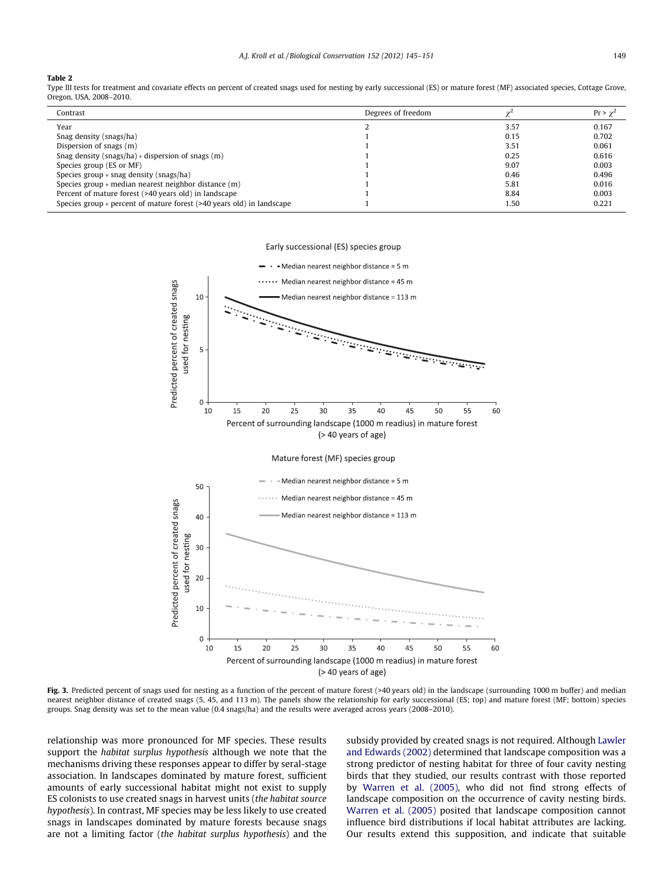**Table 2**

Type III tests for treatment and covariate effects on percent of created snags used for nesting by early successional (ES) or mature forest (MF) associated species, Cottage Grove, Oregon, USA, 2008–2010.

| Contrast | Degrees of freedom | $\chi^2$ | $Pr > \chi^2$ |
|---|---|---|---|
| Year | 2 | 3.57 | 0.167 |
| Snag density (snags/ha) | 1 | 0.15 | 0.702 |
| Dispersion of snags (m) | 1 | 3.51 | 0.061 |
| Snag density (snags/ha) * dispersion of snags (m) | 1 | 0.25 | 0.616 |
| Species group (ES or MF) | 1 | 9.07 | 0.003 |
| Species group * snag density (snags/ha) | 1 | 0.46 | 0.496 |
| Species group * median nearest neighbor distance (m) | 1 | 5.81 | 0.016 |
| Percent of mature forest (>40 years old) in landscape | 1 | 8.84 | 0.003 |
| Species group * percent of mature forest (>40 years old) in landscape | 1 | 1.50 | 0.221 |

**Fig. 3.** Predicted percent of snags used for nesting as a function of the percent of mature forest (>40 years old) in the landscape (surrounding 1000 m buffer) and median nearest neighbor distance of created snags (5, 45, and 113 m). The panels show the relationship for early successional (ES; top) and mature forest (MF; bottom) species groups. Snag density was set to the mean value (0.4 snags/ha) and the results were averaged across years (2008–2010).

relationship was more pronounced for MF species. These results support the *habitat surplus hypothesis* although we note that the mechanisms driving these responses appear to differ by seral-stage association. In landscapes dominated by mature forest, sufficient amounts of early successional habitat might not exist to supply ES colonists to use created snags in harvest units (*the habitat source hypothesis*). In contrast, MF species may be less likely to use created snags in landscapes dominated by mature forests because snags are not a limiting factor (*the habitat surplus hypothesis*) and the subsidy provided by created snags is not required. Although Lawler and Edwards (2002) determined that landscape composition was a strong predictor of nesting habitat for three of four cavity nesting birds that they studied, our results contrast with those reported by Warren et al. (2005), who did not find strong effects of landscape composition on the occurrence of cavity nesting birds. Warren et al. (2005) posited that landscape composition cannot influence bird distributions if local habitat attributes are lacking. Our results extend this supposition, and indicate that suitable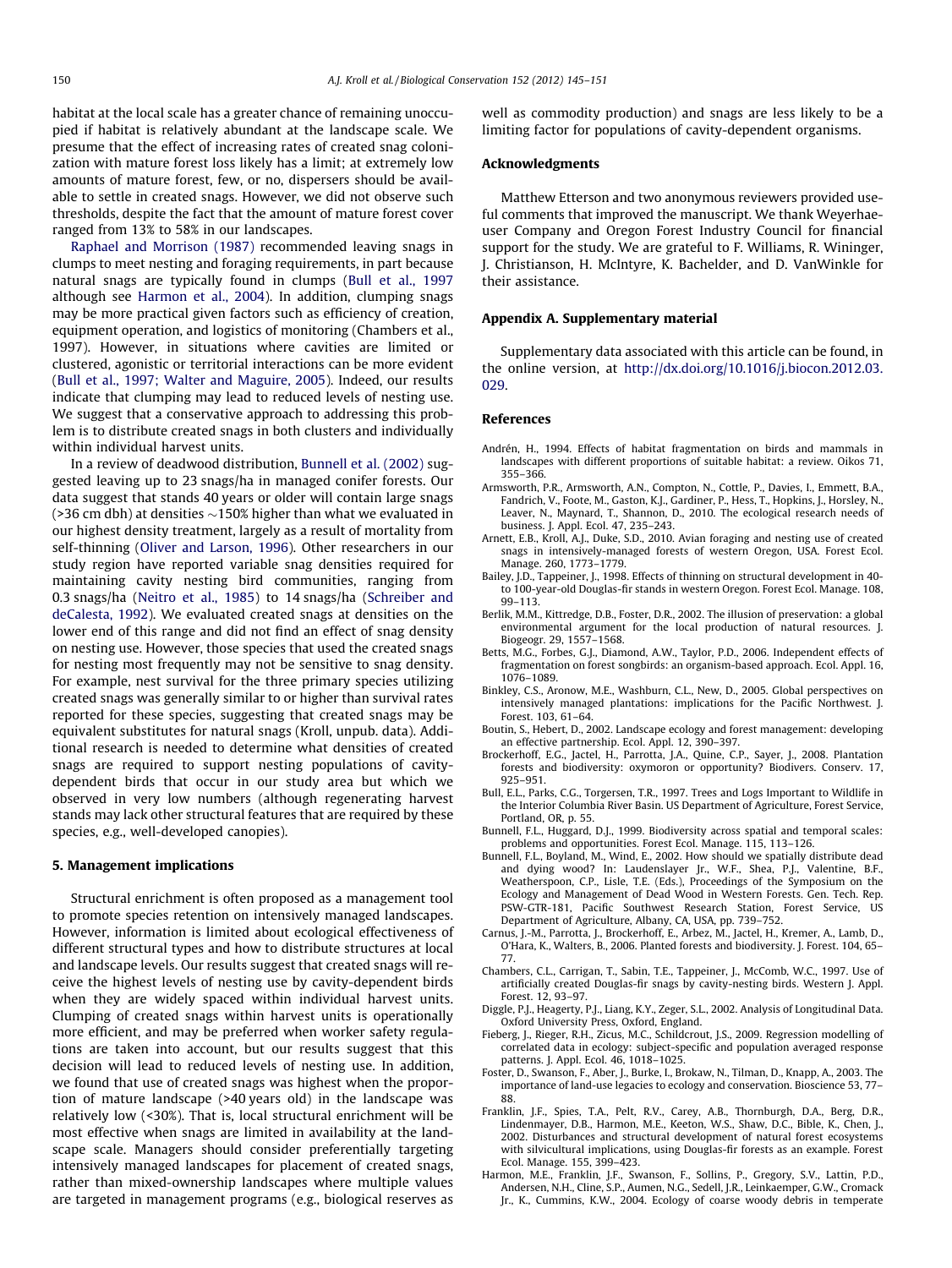habitat at the local scale has a greater chance of remaining unoccupied if habitat is relatively abundant at the landscape scale. We presume that the effect of increasing rates of created snag colonization with mature forest loss likely has a limit; at extremely low amounts of mature forest, few, or no, dispersers should be available to settle in created snags. However, we did not observe such thresholds, despite the fact that the amount of mature forest cover ranged from 13% to 58% in our landscapes.

Raphael and Morrison (1987) recommended leaving snags in clumps to meet nesting and foraging requirements, in part because natural snags are typically found in clumps (Bull et al., 1997 although see Harmon et al., 2004). In addition, clumping snags may be more practical given factors such as efficiency of creation, equipment operation, and logistics of monitoring (Chambers et al., 1997). However, in situations where cavities are limited or clustered, agonistic or territorial interactions can be more evident (Bull et al., 1997; Walter and Maguire, 2005). Indeed, our results indicate that clumping may lead to reduced levels of nesting use. We suggest that a conservative approach to addressing this problem is to distribute created snags in both clusters and individually within individual harvest units.

In a review of deadwood distribution, Bunnell et al. (2002) suggested leaving up to 23 snags/ha in managed conifer forests. Our data suggest that stands 40 years or older will contain large snags (>36 cm dbh) at densities ~150% higher than what we evaluated in our highest density treatment, largely as a result of mortality from self-thinning (Oliver and Larson, 1996). Other researchers in our study region have reported variable snag densities required for maintaining cavity nesting bird communities, ranging from 0.3 snags/ha (Neitro et al., 1985) to 14 snags/ha (Schreiber and deCalesta, 1992). We evaluated created snags at densities on the lower end of this range and did not find an effect of snag density on nesting use. However, those species that used the created snags for nesting most frequently may not be sensitive to snag density. For example, nest survival for the three primary species utilizing created snags was generally similar to or higher than survival rates reported for these species, suggesting that created snags may be equivalent substitutes for natural snags (Kroll, unpub. data). Additional research is needed to determine what densities of created snags are required to support nesting populations of cavity-dependent birds that occur in our study area but which we observed in very low numbers (although regenerating harvest stands may lack other structural features that are required by these species, e.g., well-developed canopies).

## 5. Management implications

Structural enrichment is often proposed as a management tool to promote species retention on intensively managed landscapes. However, information is limited about ecological effectiveness of different structural types and how to distribute structures at local and landscape levels. Our results suggest that created snags will receive the highest levels of nesting use by cavity-dependent birds when they are widely spaced within individual harvest units. Clumping of created snags within harvest units is operationally more efficient, and may be preferred when worker safety regulations are taken into account, but our results suggest that this decision will lead to reduced levels of nesting use. In addition, we found that use of created snags was highest when the proportion of mature landscape (>40 years old) in the landscape was relatively low (<30%). That is, local structural enrichment will be most effective when snags are limited in availability at the landscape scale. Managers should consider preferentially targeting intensively managed landscapes for placement of created snags, rather than mixed-ownership landscapes where multiple values are targeted in management programs (e.g., biological reserves as well as commodity production) and snags are less likely to be a limiting factor for populations of cavity-dependent organisms.

## Acknowledgments

Matthew Etterson and two anonymous reviewers provided useful comments that improved the manuscript. We thank Weyerhaeuser Company and Oregon Forest Industry Council for financial support for the study. We are grateful to F. Williams, R. Wininger, J. Christianson, H. McIntyre, K. Bachelder, and D. VanWinkle for their assistance.

## Appendix A. Supplementary material

Supplementary data associated with this article can be found, in the online version, at http://dx.doi.org/10.1016/j.biocon.2012.03.029.

## References

- Andrén, H., 1994. Effects of habitat fragmentation on birds and mammals in landscapes with different proportions of suitable habitat: a review. Oikos 71, 355–366.
- Armsworth, P.R., Armsworth, A.N., Compton, N., Cottle, P., Davies, I., Emmett, B.A., Fandrich, V., Foote, M., Gaston, K.J., Gardiner, P., Hess, T., Hopkins, J., Horsley, N., Leaver, N., Maynard, T., Shannon, D., 2010. The ecological research needs of business. J. Appl. Ecol. 47, 235–243.
- Arnett, E.B., Kroll, A.J., Duke, S.D., 2010. Avian foraging and nesting use of created snags in intensively-managed forests of western Oregon, USA. Forest Ecol. Manage. 260, 1773–1779.
- Bailey, J.D., Tappeiner, J., 1998. Effects of thinning on structural development in 40- to 100-year-old Douglas-fir stands in western Oregon. Forest Ecol. Manage. 108, 99–113.
- Berlik, M.M., Kittredge, D.B., Foster, D.R., 2002. The illusion of preservation: a global environmental argument for the local production of natural resources. J. Biogeogr. 29, 1557–1568.
- Betts, M.G., Forbes, G.J., Diamond, A.W., Taylor, P.D., 2006. Independent effects of fragmentation on forest songbirds: an organism-based approach. Ecol. Appl. 16, 1076–1089.
- Binkley, C.S., Aronow, M.E., Washburn, C.L., New, D., 2005. Global perspectives on intensively managed plantations: implications for the Pacific Northwest. J. Forest. 103, 61–64.
- Boutin, S., Hebert, D., 2002. Landscape ecology and forest management: developing an effective partnership. Ecol. Appl. 12, 390–397.
- Brockerhoff, E.G., Jactel, H., Parrotta, J.A., Quine, C.P., Sayer, J., 2008. Plantation forests and biodiversity: oxymoron or opportunity? Biodivers. Conserv. 17, 925–951.
- Bull, E.L., Parks, C.G., Torgersen, T.R., 1997. Trees and Logs Important to Wildlife in the Interior Columbia River Basin. US Department of Agriculture, Forest Service, Portland, OR, p. 55.
- Bunnell, F.L., Huggard, D.J., 1999. Biodiversity across spatial and temporal scales: problems and opportunities. Forest Ecol. Manage. 115, 113–126.
- Bunnell, F.L., Boyland, M., Wind, E., 2002. How should we spatially distribute dead and dying wood? In: Laudenslayer Jr., W.F., Shea, P.J., Valentine, B.E., Weatherspoon, C.P., Lisle, T.E. (Eds.), Proceedings of the Symposium on the Ecology and Management of Dead Wood in Western Forests. Gen. Tech. Rep. PSW-GTR-181, Pacific Southwest Research Station, Forest Service, US Department of Agriculture, Albany, CA, USA, pp. 739–752.
- Carnus, J.-M., Parrotta, J., Brockerhoff, E., Arbez, M., Jactel, H., Kremer, A., Lamb, D., O'Hara, K., Walters, B., 2006. Planted forests and biodiversity. J. Forest. 104, 65–77.
- Chambers, C.L., Carrigan, T., Sabin, T.E., Tappeiner, J., McComb, W.C., 1997. Use of artificially created Douglas-fir snags by cavity-nesting birds. Western J. Appl. Forest. 12, 93–97.
- Diggle, P.J., Heagerty, P.J., Liang, K.Y., Zeger, S.L., 2002. Analysis of Longitudinal Data. Oxford University Press, Oxford, England.
- Fieberg, J., Rieger, R.H., Zicus, M.C., Schildcrout, J.S., 2009. Regression modelling of correlated data in ecology: subject-specific and population averaged response patterns. J. Appl. Ecol. 46, 1018–1025.
- Foster, D., Swanson, F., Aber, J., Burke, I., Brokaw, N., Tilman, D., Knapp, A., 2003. The importance of land-use legacies to ecology and conservation. Bioscience 53, 77–88.
- Franklin, J.F., Spies, T.A., Pelt, R.V., Carey, A.B., Thornburgh, D.A., Berg, D.R., Lindenmayer, D.B., Harmon, M.E., Keeton, W.S., Shaw, D.C., Bible, K., Chen, J., 2002. Disturbances and structural development of natural forest ecosystems with silvicultural implications, using Douglas-fir forests as an example. Forest Ecol. Manage. 155, 399–423.
- Harmon, M.E., Franklin, J.F., Swanson, F., Sollins, P., Gregory, S.V., Lattin, P.D., Andersen, N.H., Cline, S.P., Aumen, N.G., Sedell, J.R., Leinkaemper, G.W., Cromack Jr., K., Cummins, K.W., 2004. Ecology of coarse woody debris in temperate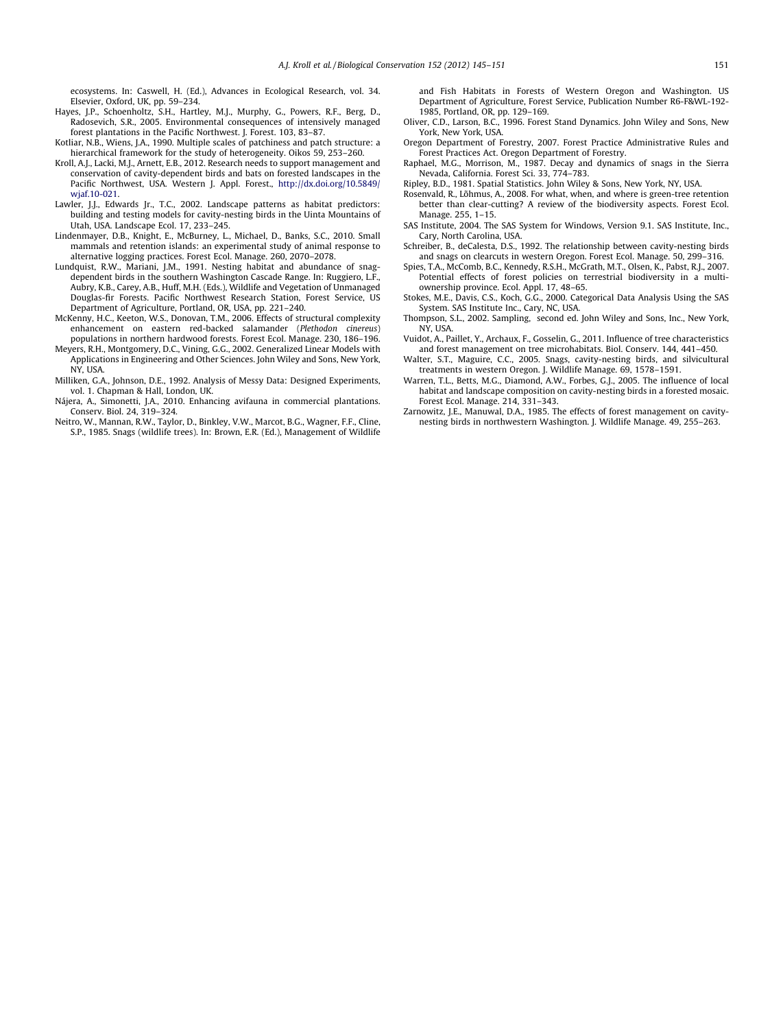ecosystems. In: Caswell, H. (Ed.), Advances in Ecological Research, vol. 34. Elsevier, Oxford, UK, pp. 59–234.

Hayes, J.P., Schoenholtz, S.H., Hartley, M.J., Murphy, G., Powers, R.F., Berg, D., Radosevich, S.R., 2005. Environmental consequences of intensively managed forest plantations in the Pacific Northwest. J. Forest. 103, 83–87.

Kotliar, N.B., Wiens, J.A., 1990. Multiple scales of patchiness and patch structure: a hierarchical framework for the study of heterogeneity. Oikos 59, 253–260.

Kroll, A.J., Lacki, M.J., Arnett, E.B., 2012. Research needs to support management and conservation of cavity-dependent birds and bats on forested landscapes in the Pacific Northwest, USA. Western J. Appl. Forest., http://dx.doi.org/10.5849/wjaf.10-021.

Lawler, J.J., Edwards Jr., T.C., 2002. Landscape patterns as habitat predictors: building and testing models for cavity-nesting birds in the Uinta Mountains of Utah, USA. Landscape Ecol. 17, 233–245.

Lindenmayer, D.B., Knight, E., McBurney, L., Michael, D., Banks, S.C., 2010. Small mammals and retention islands: an experimental study of animal response to alternative logging practices. Forest Ecol. Manage. 260, 2070–2078.

Lundquist, R.W., Mariani, J.M., 1991. Nesting habitat and abundance of snag-dependent birds in the southern Washington Cascade Range. In: Ruggiero, L.F., Aubry, K.B., Carey, A.B., Huff, M.H. (Eds.), Wildlife and Vegetation of Unmanaged Douglas-fir Forests. Pacific Northwest Research Station, Forest Service, US Department of Agriculture, Portland, OR, USA, pp. 221–240.

McKenny, H.C., Keeton, W.S., Donovan, T.M., 2006. Effects of structural complexity enhancement on eastern red-backed salamander (*Plethodon cinereus*) populations in northern hardwood forests. Forest Ecol. Manage. 230, 186–196.

Meyers, R.H., Montgomery, D.C., Vining, G.G., 2002. Generalized Linear Models with Applications in Engineering and Other Sciences. John Wiley and Sons, New York, NY, USA.

Milliken, G.A., Johnson, D.E., 1992. Analysis of Messy Data: Designed Experiments, vol. 1. Chapman & Hall, London, UK.

Nájera, A., Simonetti, J.A., 2010. Enhancing avifauna in commercial plantations. Conserv. Biol. 24, 319–324.

Neitro, W., Mannan, R.W., Taylor, D., Binkley, V.W., Marcot, B.G., Wagner, F.F., Cline, S.P., 1985. Snags (wildlife trees). In: Brown, E.R. (Ed.), Management of Wildlife and Fish Habitats in Forests of Western Oregon and Washington. US Department of Agriculture, Forest Service, Publication Number R6-F&WL-192-1985, Portland, OR, pp. 129–169.

Oliver, C.D., Larson, B.C., 1996. Forest Stand Dynamics. John Wiley and Sons, New York, New York, USA.

Oregon Department of Forestry, 2007. Forest Practice Administrative Rules and Forest Practices Act. Oregon Department of Forestry.

Raphael, M.G., Morrison, M., 1987. Decay and dynamics of snags in the Sierra Nevada, California. Forest Sci. 33, 774–783.

Ripley, B.D., 1981. Spatial Statistics. John Wiley & Sons, New York, NY, USA.

Rosenvald, R., Lõhmus, A., 2008. For what, when, and where is green-tree retention better than clear-cutting? A review of the biodiversity aspects. Forest Ecol. Manage. 255, 1–15.

SAS Institute, 2004. The SAS System for Windows, Version 9.1. SAS Institute, Inc., Cary, North Carolina, USA.

Schreiber, B., deCalesta, D.S., 1992. The relationship between cavity-nesting birds and snags on clearcuts in western Oregon. Forest Ecol. Manage. 50, 299–316.

Spies, T.A., McComb, B.C., Kennedy, R.S.H., McGrath, M.T., Olsen, K., Pabst, R.J., 2007. Potential effects of forest policies on terrestrial biodiversity in a multi-ownership province. Ecol. Appl. 17, 48–65.

Stokes, M.E., Davis, C.S., Koch, G.G., 2000. Categorical Data Analysis Using the SAS System. SAS Institute Inc., Cary, NC, USA.

Thompson, S.L., 2002. Sampling, second ed. John Wiley and Sons, Inc., New York, NY, USA.

Vuidot, A., Paillet, Y., Archaux, F., Gosselin, G., 2011. Influence of tree characteristics and forest management on tree microhabitats. Biol. Conserv. 144, 441–450.

Walter, S.T., Maguire, C.C., 2005. Snags, cavity-nesting birds, and silvicultural treatments in western Oregon. J. Wildlife Manage. 69, 1578–1591.

Warren, T.L., Betts, M.G., Diamond, A.W., Forbes, G.J., 2005. The influence of local habitat and landscape composition on cavity-nesting birds in a forested mosaic. Forest Ecol. Manage. 214, 331–343.

Zarnowitz, J.E., Manuwal, D.A., 1985. The effects of forest management on cavity-nesting birds in northwestern Washington. J. Wildlife Manage. 49, 255–263.